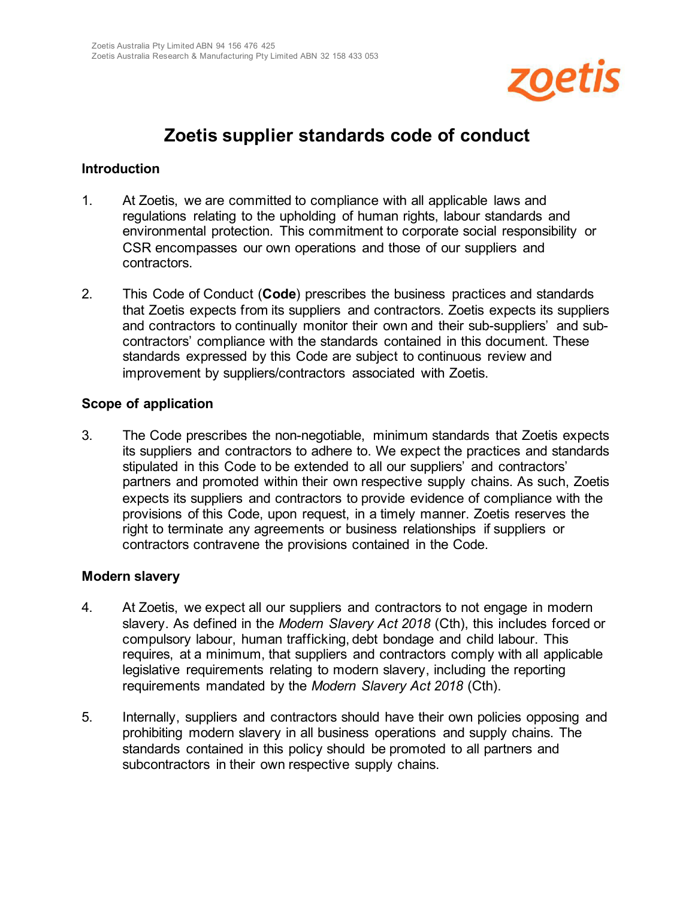Zoetis Australia Pty Limited ABN 94 156 476 425
Zoetis Australia Research & Manufacturing Pty Limited ABN 32 158 433 053

# Zoetis supplier standards code of conduct

## Introduction

1. At Zoetis, we are committed to compliance with all applicable laws and regulations relating to the upholding of human rights, labour standards and environmental protection. This commitment to corporate social responsibility or CSR encompasses our own operations and those of our suppliers and contractors.

2. This Code of Conduct (**Code**) prescribes the business practices and standards that Zoetis expects from its suppliers and contractors. Zoetis expects its suppliers and contractors to continually monitor their own and their sub-suppliers' and sub-contractors' compliance with the standards contained in this document. These standards expressed by this Code are subject to continuous review and improvement by suppliers/contractors associated with Zoetis.

## Scope of application

3. The Code prescribes the non-negotiable, minimum standards that Zoetis expects its suppliers and contractors to adhere to. We expect the practices and standards stipulated in this Code to be extended to all our suppliers' and contractors' partners and promoted within their own respective supply chains. As such, Zoetis expects its suppliers and contractors to provide evidence of compliance with the provisions of this Code, upon request, in a timely manner. Zoetis reserves the right to terminate any agreements or business relationships if suppliers or contractors contravene the provisions contained in the Code.

## Modern slavery

4. At Zoetis, we expect all our suppliers and contractors to not engage in modern slavery. As defined in the *Modern Slavery Act 2018* (Cth), this includes forced or compulsory labour, human trafficking, debt bondage and child labour. This requires, at a minimum, that suppliers and contractors comply with all applicable legislative requirements relating to modern slavery, including the reporting requirements mandated by the *Modern Slavery Act 2018* (Cth).

5. Internally, suppliers and contractors should have their own policies opposing and prohibiting modern slavery in all business operations and supply chains. The standards contained in this policy should be promoted to all partners and subcontractors in their own respective supply chains.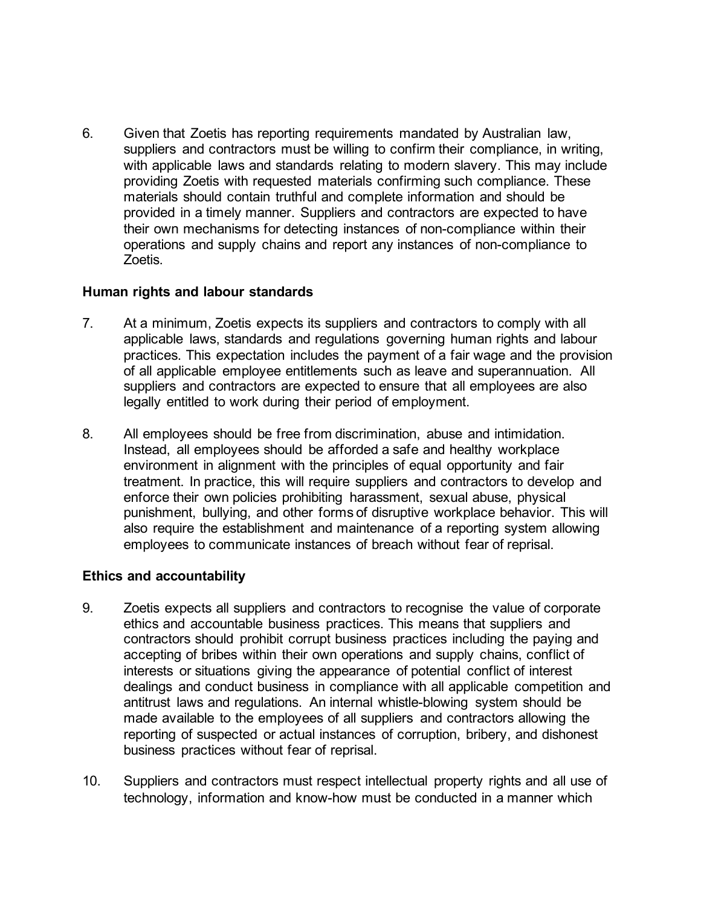6. Given that Zoetis has reporting requirements mandated by Australian law, suppliers and contractors must be willing to confirm their compliance, in writing, with applicable laws and standards relating to modern slavery. This may include providing Zoetis with requested materials confirming such compliance. These materials should contain truthful and complete information and should be provided in a timely manner. Suppliers and contractors are expected to have their own mechanisms for detecting instances of non-compliance within their operations and supply chains and report any instances of non-compliance to Zoetis.

**Human rights and labour standards**

7. At a minimum, Zoetis expects its suppliers and contractors to comply with all applicable laws, standards and regulations governing human rights and labour practices. This expectation includes the payment of a fair wage and the provision of all applicable employee entitlements such as leave and superannuation. All suppliers and contractors are expected to ensure that all employees are also legally entitled to work during their period of employment.

8. All employees should be free from discrimination, abuse and intimidation. Instead, all employees should be afforded a safe and healthy workplace environment in alignment with the principles of equal opportunity and fair treatment. In practice, this will require suppliers and contractors to develop and enforce their own policies prohibiting harassment, sexual abuse, physical punishment, bullying, and other forms of disruptive workplace behavior. This will also require the establishment and maintenance of a reporting system allowing employees to communicate instances of breach without fear of reprisal.

**Ethics and accountability**

9. Zoetis expects all suppliers and contractors to recognise the value of corporate ethics and accountable business practices. This means that suppliers and contractors should prohibit corrupt business practices including the paying and accepting of bribes within their own operations and supply chains, conflict of interests or situations giving the appearance of potential conflict of interest dealings and conduct business in compliance with all applicable competition and antitrust laws and regulations. An internal whistle-blowing system should be made available to the employees of all suppliers and contractors allowing the reporting of suspected or actual instances of corruption, bribery, and dishonest business practices without fear of reprisal.

10. Suppliers and contractors must respect intellectual property rights and all use of technology, information and know-how must be conducted in a manner which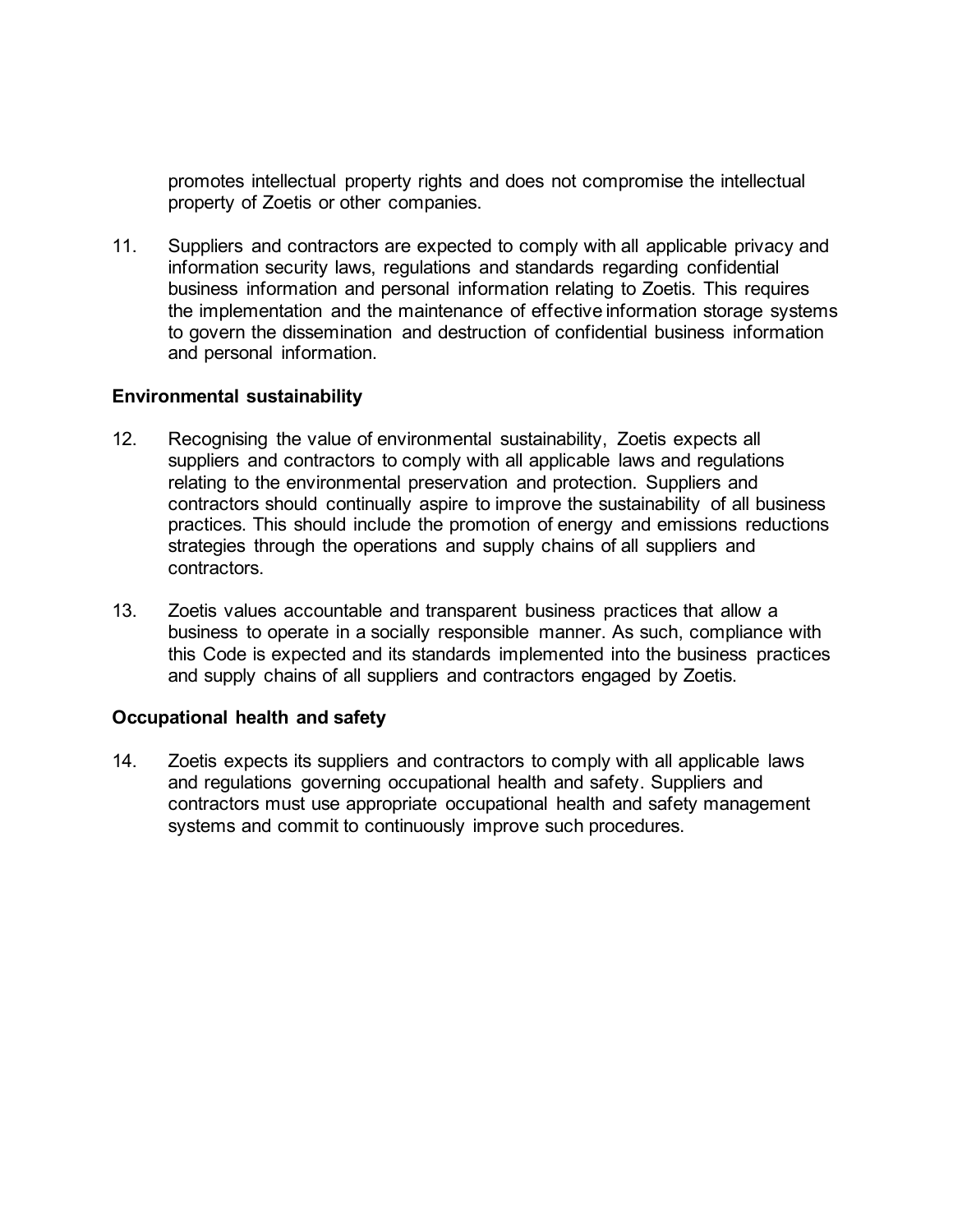promotes intellectual property rights and does not compromise the intellectual property of Zoetis or other companies.

11. Suppliers and contractors are expected to comply with all applicable privacy and information security laws, regulations and standards regarding confidential business information and personal information relating to Zoetis. This requires the implementation and the maintenance of effective information storage systems to govern the dissemination and destruction of confidential business information and personal information.

**Environmental sustainability**

12. Recognising the value of environmental sustainability, Zoetis expects all suppliers and contractors to comply with all applicable laws and regulations relating to the environmental preservation and protection. Suppliers and contractors should continually aspire to improve the sustainability of all business practices. This should include the promotion of energy and emissions reductions strategies through the operations and supply chains of all suppliers and contractors.

13. Zoetis values accountable and transparent business practices that allow a business to operate in a socially responsible manner. As such, compliance with this Code is expected and its standards implemented into the business practices and supply chains of all suppliers and contractors engaged by Zoetis.

**Occupational health and safety**

14. Zoetis expects its suppliers and contractors to comply with all applicable laws and regulations governing occupational health and safety. Suppliers and contractors must use appropriate occupational health and safety management systems and commit to continuously improve such procedures.